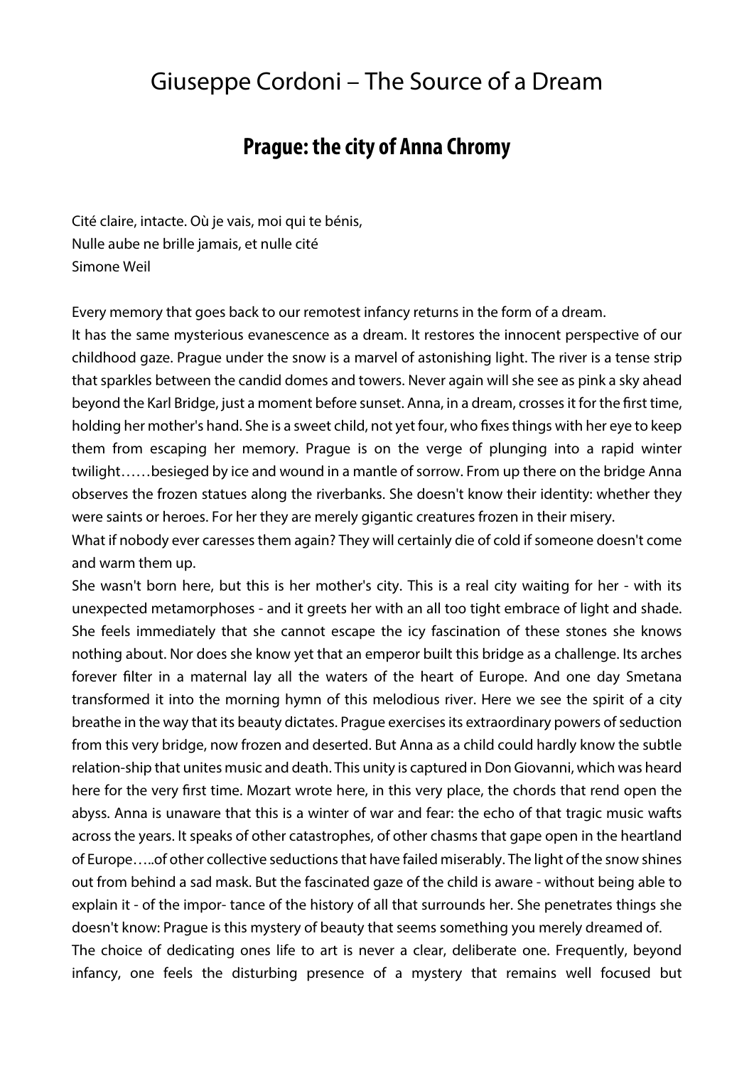# Giuseppe Cordoni – The Source of a Dream

## Prague: the city of Anna Chromy

Cité claire, intacte. Où je vais, moi qui te bénis,
Nulle aube ne brille jamais, et nulle cité
Simone Weil

Every memory that goes back to our remotest infancy returns in the form of a dream.
It has the same mysterious evanescence as a dream. It restores the innocent perspective of our childhood gaze. Prague under the snow is a marvel of astonishing light. The river is a tense strip that sparkles between the candid domes and towers. Never again will she see as pink a sky ahead beyond the Karl Bridge, just a moment before sunset. Anna, in a dream, crosses it for the first time, holding her mother's hand. She is a sweet child, not yet four, who fixes things with her eye to keep them from escaping her memory. Prague is on the verge of plunging into a rapid winter twilight……besieged by ice and wound in a mantle of sorrow. From up there on the bridge Anna observes the frozen statues along the riverbanks. She doesn't know their identity: whether they were saints or heroes. For her they are merely gigantic creatures frozen in their misery.
What if nobody ever caresses them again? They will certainly die of cold if someone doesn't come and warm them up.
She wasn't born here, but this is her mother's city. This is a real city waiting for her - with its unexpected metamorphoses - and it greets her with an all too tight embrace of light and shade. She feels immediately that she cannot escape the icy fascination of these stones she knows nothing about. Nor does she know yet that an emperor built this bridge as a challenge. Its arches forever filter in a maternal lay all the waters of the heart of Europe. And one day Smetana transformed it into the morning hymn of this melodious river. Here we see the spirit of a city breathe in the way that its beauty dictates. Prague exercises its extraordinary powers of seduction from this very bridge, now frozen and deserted. But Anna as a child could hardly know the subtle relation-ship that unites music and death. This unity is captured in Don Giovanni, which was heard here for the very first time. Mozart wrote here, in this very place, the chords that rend open the abyss. Anna is unaware that this is a winter of war and fear: the echo of that tragic music wafts across the years. It speaks of other catastrophes, of other chasms that gape open in the heartland of Europe…..of other collective seductions that have failed miserably. The light of the snow shines out from behind a sad mask. But the fascinated gaze of the child is aware - without being able to explain it - of the impor- tance of the history of all that surrounds her. She penetrates things she doesn't know: Prague is this mystery of beauty that seems something you merely dreamed of.
The choice of dedicating ones life to art is never a clear, deliberate one. Frequently, beyond infancy, one feels the disturbing presence of a mystery that remains well focused but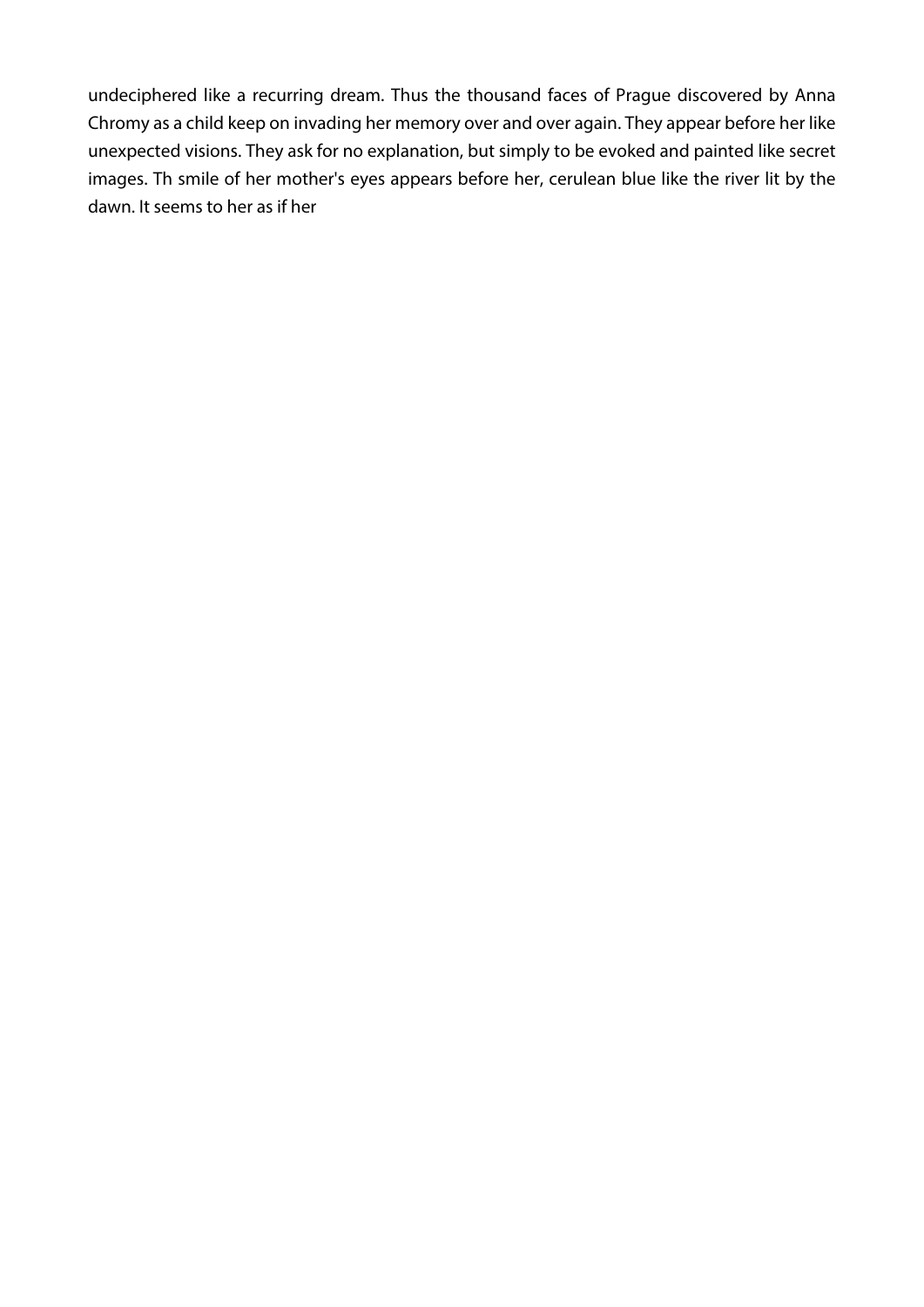undeciphered like a recurring dream. Thus the thousand faces of Prague discovered by Anna Chromy as a child keep on invading her memory over and over again. They appear before her like unexpected visions. They ask for no explanation, but simply to be evoked and painted like secret images. Th smile of her mother's eyes appears before her, cerulean blue like the river lit by the dawn. It seems to her as if her